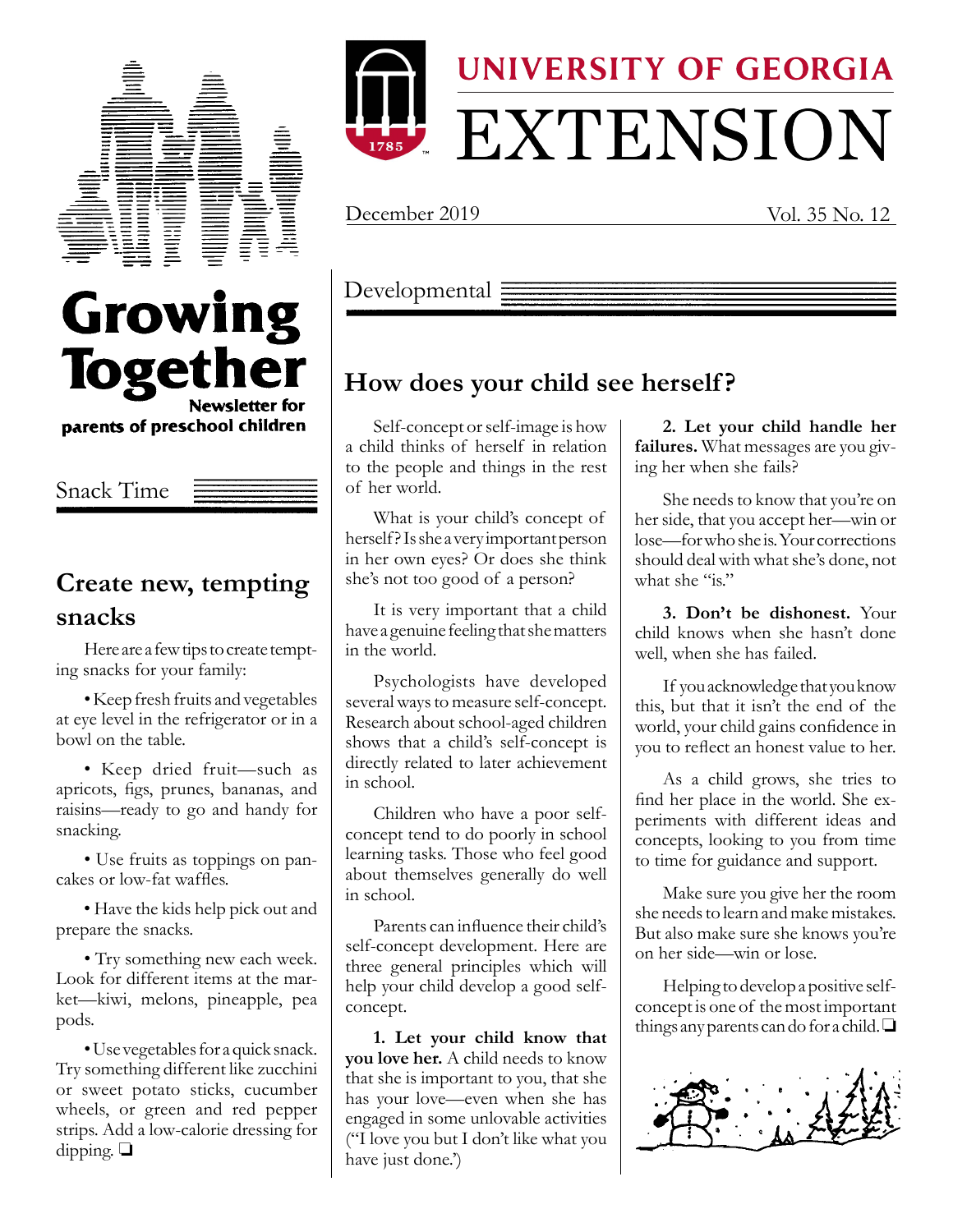# Growing Together

Newsletter for parents of preschool children

UNIVERSITY OF GEORGIA EXTENSION

December 2019 Vol. 35 No. 12

## Snack Time

### Create new, tempting snacks

Here are a few tips to create tempting snacks for your family:

- Keep fresh fruits and vegetables at eye level in the refrigerator or in a bowl on the table.
- Keep dried fruit—such as apricots, figs, prunes, bananas, and raisins—ready to go and handy for snacking.
- Use fruits as toppings on pancakes or low-fat waffles.
- Have the kids help pick out and prepare the snacks.
- Try something new each week. Look for different items at the market—kiwi, melons, pineapple, pea pods.
- Use vegetables for a quick snack. Try something different like zucchini or sweet potato sticks, cucumber wheels, or green and red pepper strips. Add a low-calorie dressing for dipping. ❏

## Developmental

### How does your child see herself?

Self-concept or self-image is how a child thinks of herself in relation to the people and things in the rest of her world.

What is your child's concept of herself? Is she a very important person in her own eyes? Or does she think she's not too good of a person?

It is very important that a child have a genuine feeling that she matters in the world.

Psychologists have developed several ways to measure self-concept. Research about school-aged children shows that a child's self-concept is directly related to later achievement in school.

Children who have a poor self-concept tend to do poorly in school learning tasks. Those who feel good about themselves generally do well in school.

Parents can influence their child's self-concept development. Here are three general principles which will help your child develop a good self-concept.

**1. Let your child know that you love her.** A child needs to know that she is important to you, that she has your love—even when she has engaged in some unlovable activities ("I love you but I don't like what you have just done.')

**2. Let your child handle her failures.** What messages are you giving her when she fails?

She needs to know that you're on her side, that you accept her—win or lose—for who she is. Your corrections should deal with what she's done, not what she "is."

**3. Don't be dishonest.** Your child knows when she hasn't done well, when she has failed.

If you acknowledge that you know this, but that it isn't the end of the world, your child gains confidence in you to reflect an honest value to her.

As a child grows, she tries to find her place in the world. She experiments with different ideas and concepts, looking to you from time to time for guidance and support.

Make sure you give her the room she needs to learn and make mistakes. But also make sure she knows you're on her side—win or lose.

Helping to develop a positive self-concept is one of the most important things any parents can do for a child. ❏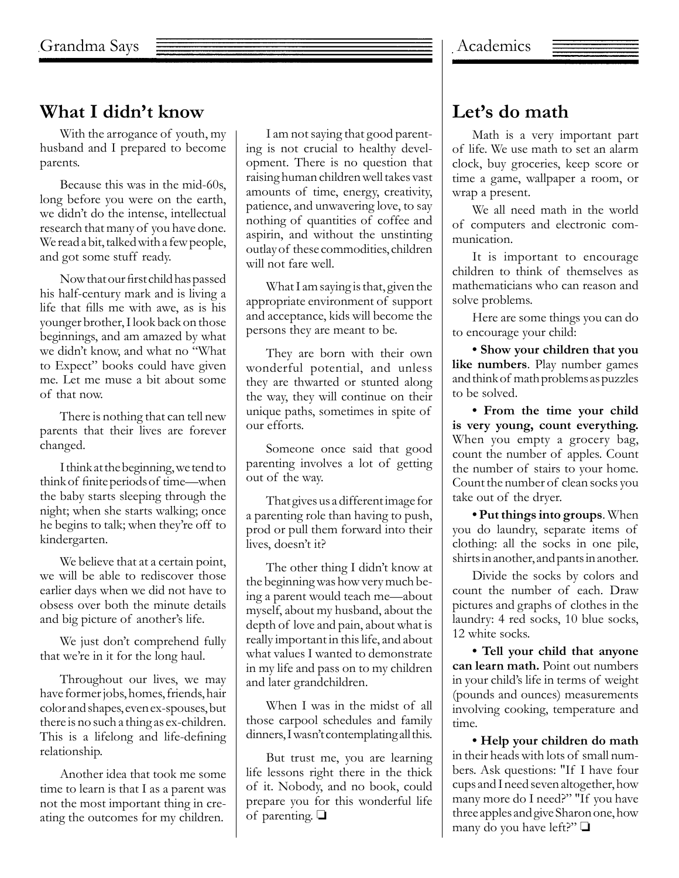## Grandma Says

# What I didn't know

With the arrogance of youth, my husband and I prepared to become parents.

Because this was in the mid-60s, long before you were on the earth, we didn't do the intense, intellectual research that many of you have done. We read a bit, talked with a few people, and got some stuff ready.

Now that our first child has passed his half-century mark and is living a life that fills me with awe, as is his younger brother, I look back on those beginnings, and am amazed by what we didn't know, and what no "What to Expect" books could have given me. Let me muse a bit about some of that now.

There is nothing that can tell new parents that their lives are forever changed.

I think at the beginning, we tend to think of finite periods of time—when the baby starts sleeping through the night; when she starts walking; once he begins to talk; when they're off to kindergarten.

We believe that at a certain point, we will be able to rediscover those earlier days when we did not have to obsess over both the minute details and big picture of another's life.

We just don't comprehend fully that we're in it for the long haul.

Throughout our lives, we may have former jobs, homes, friends, hair color and shapes, even ex-spouses, but there is no such a thing as ex-children. This is a lifelong and life-defining relationship.

Another idea that took me some time to learn is that I as a parent was not the most important thing in creating the outcomes for my children.

I am not saying that good parenting is not crucial to healthy development. There is no question that raising human children well takes vast amounts of time, energy, creativity, patience, and unwavering love, to say nothing of quantities of coffee and aspirin, and without the unstinting outlay of these commodities, children will not fare well.

What I am saying is that, given the appropriate environment of support and acceptance, kids will become the persons they are meant to be.

They are born with their own wonderful potential, and unless they are thwarted or stunted along the way, they will continue on their unique paths, sometimes in spite of our efforts.

Someone once said that good parenting involves a lot of getting out of the way.

That gives us a different image for a parenting role than having to push, prod or pull them forward into their lives, doesn't it?

The other thing I didn't know at the beginning was how very much being a parent would teach me—about myself, about my husband, about the depth of love and pain, about what is really important in this life, and about what values I wanted to demonstrate in my life and pass on to my children and later grandchildren.

When I was in the midst of all those carpool schedules and family dinners, I wasn't contemplating all this.

But trust me, you are learning life lessons right there in the thick of it. Nobody, and no book, could prepare you for this wonderful life of parenting. ❑

## Academics

# Let's do math

Math is a very important part of life. We use math to set an alarm clock, buy groceries, keep score or time a game, wallpaper a room, or wrap a present.

We all need math in the world of computers and electronic communication.

It is important to encourage children to think of themselves as mathematicians who can reason and solve problems.

Here are some things you can do to encourage your child:

**• Show your children that you like numbers**. Play number games and think of math problems as puzzles to be solved.

**• From the time your child is very young, count everything.** When you empty a grocery bag, count the number of apples. Count the number of stairs to your home. Count the number of clean socks you take out of the dryer.

**• Put things into groups**. When you do laundry, separate items of clothing: all the socks in one pile, shirts in another, and pants in another.

Divide the socks by colors and count the number of each. Draw pictures and graphs of clothes in the laundry: 4 red socks, 10 blue socks, 12 white socks.

**• Tell your child that anyone can learn math.** Point out numbers in your child's life in terms of weight (pounds and ounces) measurements involving cooking, temperature and time.

**• Help your children do math** in their heads with lots of small numbers. Ask questions: "If I have four cups and I need seven altogether, how many more do I need?" "If you have three apples and give Sharon one, how many do you have left?" ❑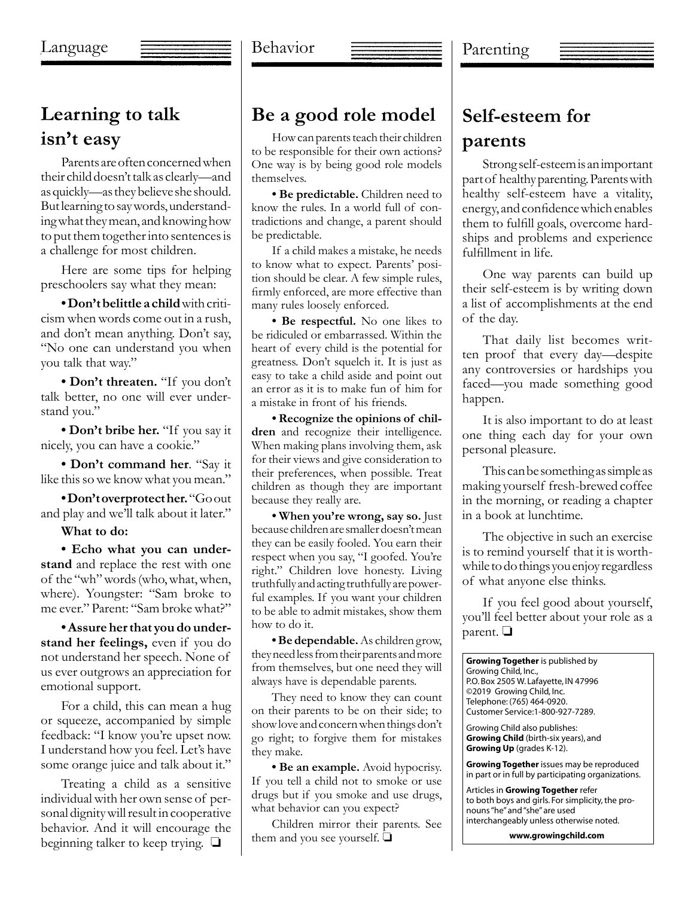Language

## Learning to talk isn't easy

Parents are often concerned when their child doesn't talk as clearly—and as quickly—as they believe she should. But learning to say words, understanding what they mean, and knowing how to put them together into sentences is a challenge for most children.

Here are some tips for helping preschoolers say what they mean:

**• Don't belittle a child** with criticism when words come out in a rush, and don't mean anything. Don't say, "No one can understand you when you talk that way."

**• Don't threaten.** "If you don't talk better, no one will ever understand you."

**• Don't bribe her.** "If you say it nicely, you can have a cookie."

**• Don't command her**. "Say it like this so we know what you mean."

**• Don't overprotect her.** "Go out and play and we'll talk about it later."

**What to do:**

**• Echo what you can understand** and replace the rest with one of the "wh" words (who, what, when, where). Youngster: "Sam broke to me ever." Parent: "Sam broke what?"

**• Assure her that you do understand her feelings,** even if you do not understand her speech. None of us ever outgrows an appreciation for emotional support.

For a child, this can mean a hug or squeeze, accompanied by simple feedback: "I know you're upset now. I understand how you feel. Let's have some orange juice and talk about it."

Treating a child as a sensitive individual with her own sense of personal dignity will result in cooperative behavior. And it will encourage the beginning talker to keep trying. ❏

Behavior

## Be a good role model

How can parents teach their children to be responsible for their own actions? One way is by being good role models themselves.

**• Be predictable.** Children need to know the rules. In a world full of contradictions and change, a parent should be predictable.

If a child makes a mistake, he needs to know what to expect. Parents' position should be clear. A few simple rules, firmly enforced, are more effective than many rules loosely enforced.

**• Be respectful.** No one likes to be ridiculed or embarrassed. Within the heart of every child is the potential for greatness. Don't squelch it. It is just as easy to take a child aside and point out an error as it is to make fun of him for a mistake in front of his friends.

**• Recognize the opinions of children** and recognize their intelligence. When making plans involving them, ask for their views and give consideration to their preferences, when possible. Treat children as though they are important because they really are.

**• When you're wrong, say so.** Just because children are smaller doesn't mean they can be easily fooled. You earn their respect when you say, "I goofed. You're right." Children love honesty. Living truthfully and acting truthfully are powerful examples. If you want your children to be able to admit mistakes, show them how to do it.

**• Be dependable.** As children grow, they need less from their parents and more from themselves, but one need they will always have is dependable parents.

They need to know they can count on their parents to be on their side; to show love and concern when things don't go right; to forgive them for mistakes they make.

**• Be an example.** Avoid hypocrisy. If you tell a child not to smoke or use drugs but if you smoke and use drugs, what behavior can you expect?

Children mirror their parents. See them and you see yourself. ❏

Parenting

## Self-esteem for parents

Strong self-esteem is an important part of healthy parenting. Parents with healthy self-esteem have a vitality, energy, and confidence which enables them to fulfill goals, overcome hardships and problems and experience fulfillment in life.

One way parents can build up their self-esteem is by writing down a list of accomplishments at the end of the day.

That daily list becomes written proof that every day—despite any controversies or hardships you faced—you made something good happen.

It is also important to do at least one thing each day for your own personal pleasure.

This can be something as simple as making yourself fresh-brewed coffee in the morning, or reading a chapter in a book at lunchtime.

The objective in such an exercise is to remind yourself that it is worthwhile to do things you enjoy regardless of what anyone else thinks.

If you feel good about yourself, you'll feel better about your role as a parent. ❏

**Growing Together** is published by Growing Child, Inc., P.O. Box 2505 W. Lafayette, IN 47996 ©2019 Growing Child, Inc. Telephone: (765) 464-0920. Customer Service: 1-800-927-7289.

Growing Child also publishes: **Growing Child** (birth-six years), and **Growing Up** (grades K-12).

**Growing Together** issues may be reproduced in part or in full by participating organizations.

Articles in **Growing Together** refer to both boys and girls. For simplicity, the pronouns "he" and "she" are used interchangeably unless otherwise noted.

**www.growingchild.com**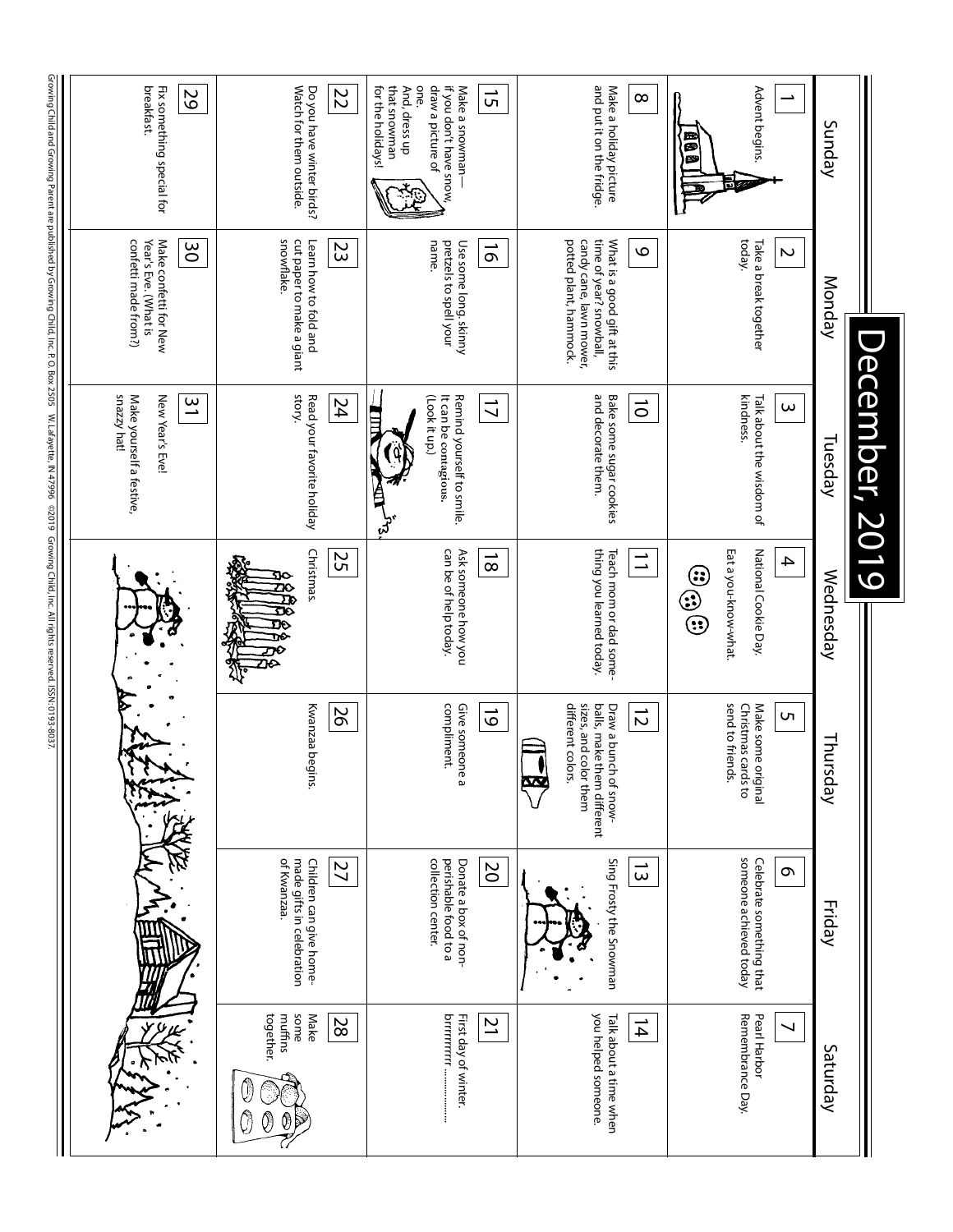# December, 2019

| Sunday | Monday | Tuesday | Wednesday | Thursday | Friday | Saturday |
|---|---|---|---|---|---|---|
| 1 Advent begins. | 2 Take a break together today. | 3 Talk about the wisdom of kindness. | 4 National Cookie Day. Eat a you-know-what. | 5 Make some original Christmas cards to send to friends. | 6 Celebrate something that someone achieved today | 7 Pearl Harbor Remembrance Day. |
| 8 Make a holiday picture and put it on the fridge. | 9 What is a good gift at this time of year? snowball, candy cane, lawn mower, potted plant, hammock. | 10 Bake some sugar cookies and decorate them. | 11 Teach mom or dad some-thing you learned today. | 12 Draw a bunch of snow-balls, make them different sizes, and color them different colors. | 13 Sing Frosty the Snowman | 14 Talk about a time when you helped someone. |
| 15 Make a snowman—if you don't have snow, draw a picture of one. And, dress up that snowman for the holidays! | 16 Use some long, skinny pretzels to spell your name. | 17 Remind yourself to smile. It can be contagious. (Look it up.) | 18 Ask someone how you can be of help today. | 19 Give someone a compliment. | 20 Donate a box of non-perishable food to a collection center. | 21 First day of winter. brrrrrrrr ................. |
| 22 Do you have winter birds? Watch for them outside. | 23 Learn how to fold and cut paper to make a giant snowflake. | 24 Read your favorite holiday story. | 25 Christmas. | 26 Kwanzaa begins. | 27 Children can give home-made gifts in celebration of Kwanzaa. | 28 Make some muffins together. |
| 29 Fix something special for breakfast. | 30 Make confetti for New Year's Eve. (What is confetti made from?) | 31 New Year's Eve! Make yourself a festive, snazzy hat! | | | | |

Growing Child and Growing Parent are published by Growing Child, Inc. P.O. Box 2505 W. Lafayette, IN 47996 ©2019 Growing Child, Inc. All rights reserved. ISSN: 0193-8037.